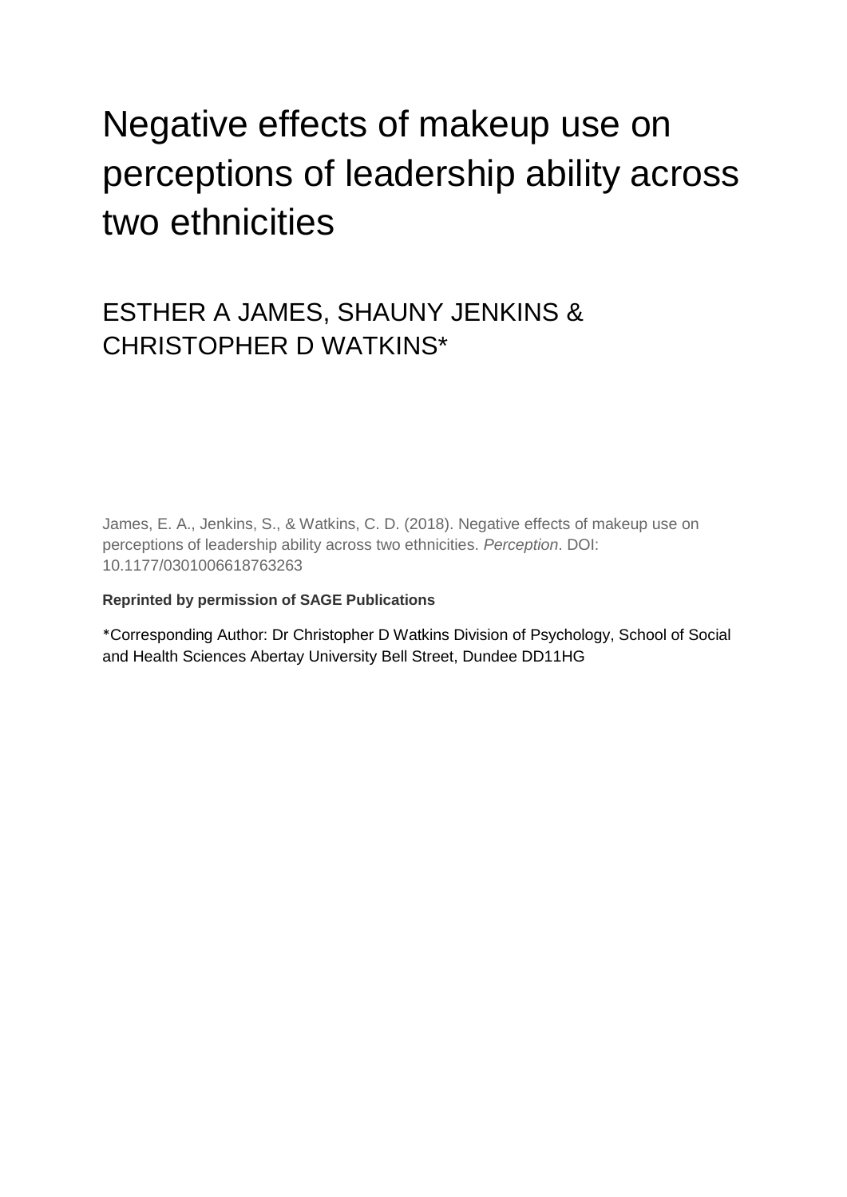# Negative effects of makeup use on perceptions of leadership ability across two ethnicities

## ESTHER A JAMES, SHAUNY JENKINS & CHRISTOPHER D WATKINS*

James, E. A., Jenkins, S., & Watkins, C. D. (2018). Negative effects of makeup use on perceptions of leadership ability across two ethnicities. *Perception*. DOI: 10.1177/0301006618763263

**Reprinted by permission of SAGE Publications**

*Corresponding Author: Dr Christopher D Watkins Division of Psychology, School of Social and Health Sciences Abertay University Bell Street, Dundee DD11HG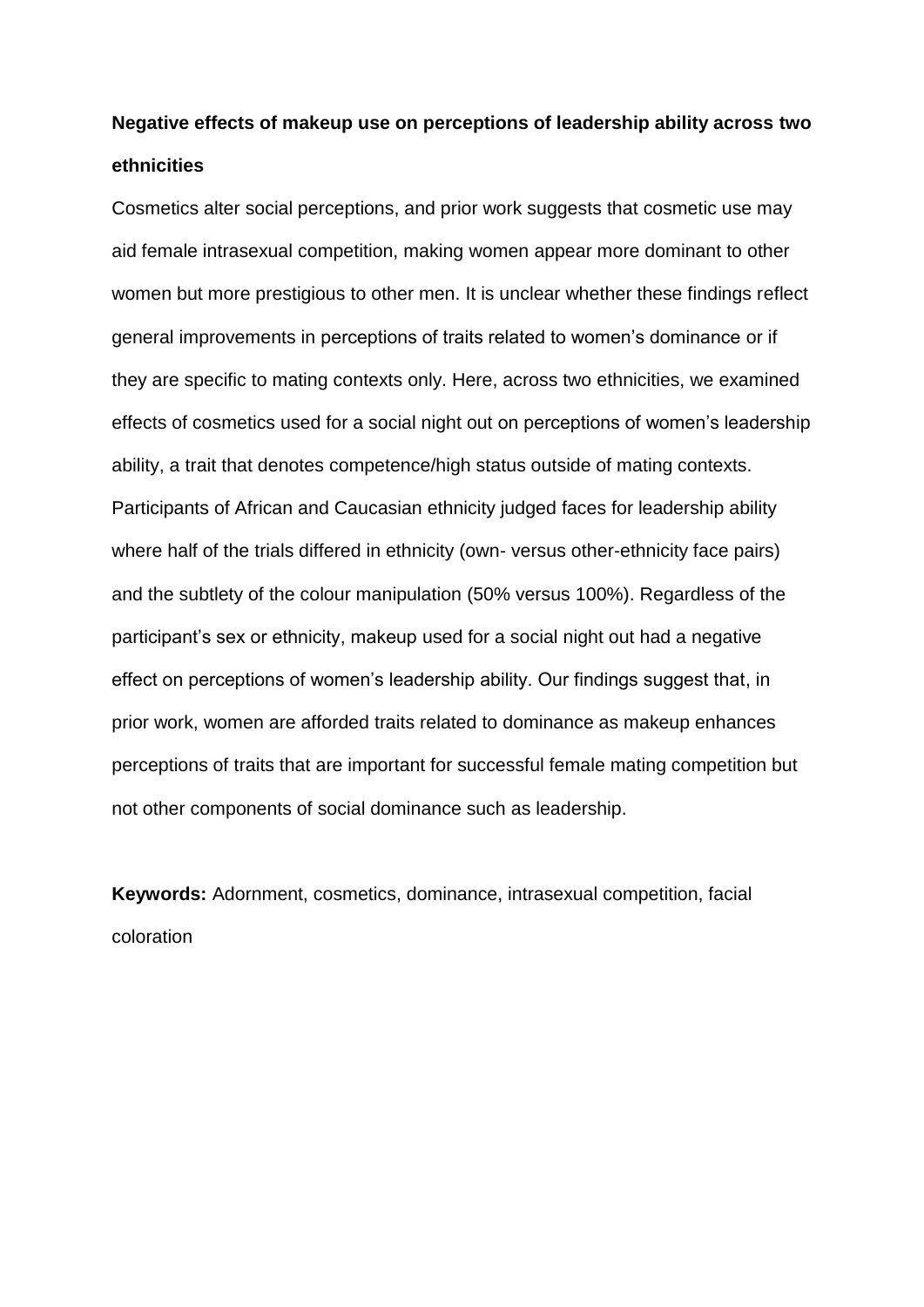**Negative effects of makeup use on perceptions of leadership ability across two ethnicities**

Cosmetics alter social perceptions, and prior work suggests that cosmetic use may aid female intrasexual competition, making women appear more dominant to other women but more prestigious to other men. It is unclear whether these findings reflect general improvements in perceptions of traits related to women's dominance or if they are specific to mating contexts only. Here, across two ethnicities, we examined effects of cosmetics used for a social night out on perceptions of women's leadership ability, a trait that denotes competence/high status outside of mating contexts. Participants of African and Caucasian ethnicity judged faces for leadership ability where half of the trials differed in ethnicity (own- versus other-ethnicity face pairs) and the subtlety of the colour manipulation (50% versus 100%). Regardless of the participant's sex or ethnicity, makeup used for a social night out had a negative effect on perceptions of women's leadership ability. Our findings suggest that, in prior work, women are afforded traits related to dominance as makeup enhances perceptions of traits that are important for successful female mating competition but not other components of social dominance such as leadership.

**Keywords:** Adornment, cosmetics, dominance, intrasexual competition, facial coloration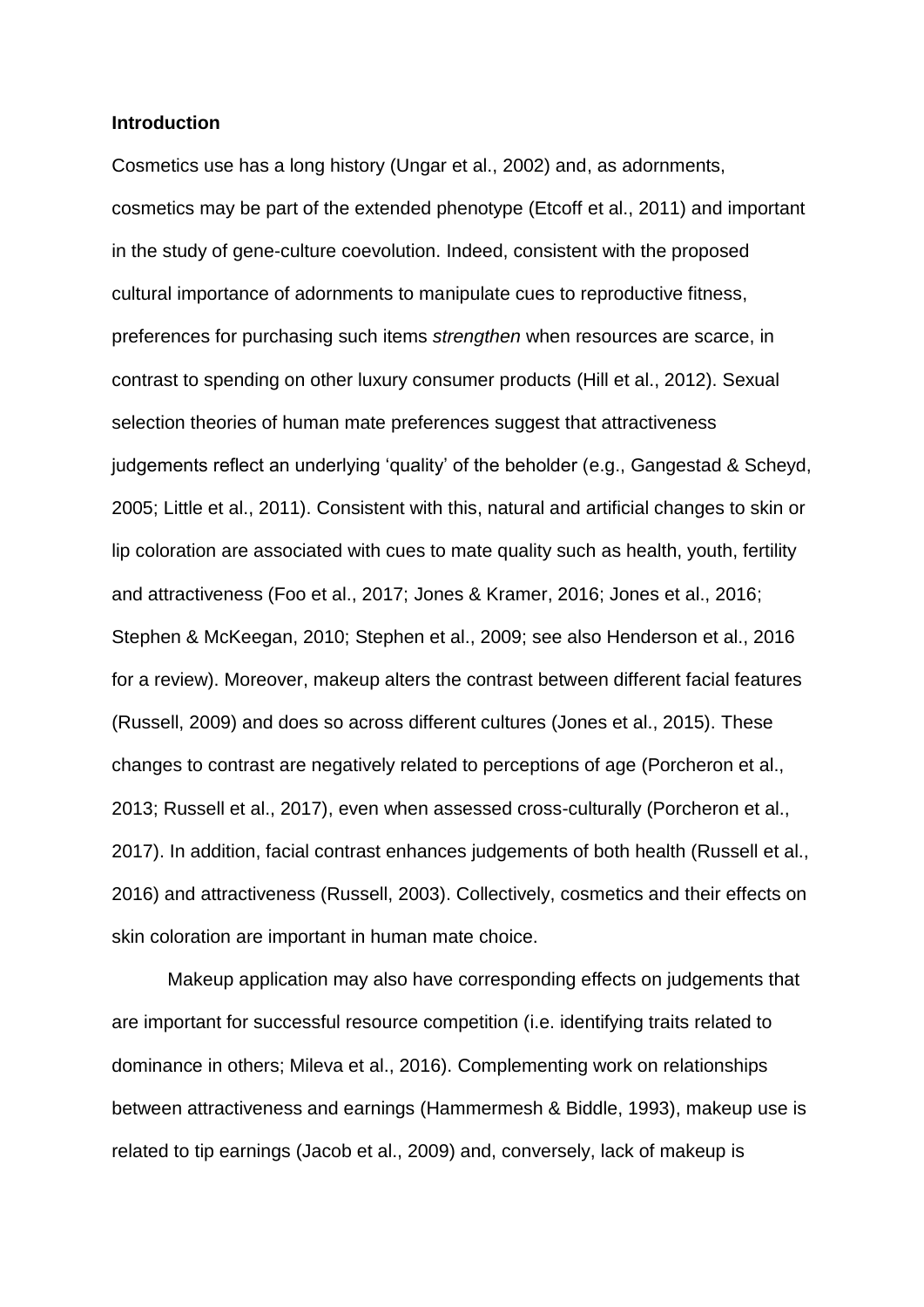**Introduction**

Cosmetics use has a long history (Ungar et al., 2002) and, as adornments, cosmetics may be part of the extended phenotype (Etcoff et al., 2011) and important in the study of gene-culture coevolution. Indeed, consistent with the proposed cultural importance of adornments to manipulate cues to reproductive fitness, preferences for purchasing such items *strengthen* when resources are scarce, in contrast to spending on other luxury consumer products (Hill et al., 2012). Sexual selection theories of human mate preferences suggest that attractiveness judgements reflect an underlying 'quality' of the beholder (e.g., Gangestad & Scheyd, 2005; Little et al., 2011). Consistent with this, natural and artificial changes to skin or lip coloration are associated with cues to mate quality such as health, youth, fertility and attractiveness (Foo et al., 2017; Jones & Kramer, 2016; Jones et al., 2016; Stephen & McKeegan, 2010; Stephen et al., 2009; see also Henderson et al., 2016 for a review). Moreover, makeup alters the contrast between different facial features (Russell, 2009) and does so across different cultures (Jones et al., 2015). These changes to contrast are negatively related to perceptions of age (Porcheron et al., 2013; Russell et al., 2017), even when assessed cross-culturally (Porcheron et al., 2017). In addition, facial contrast enhances judgements of both health (Russell et al., 2016) and attractiveness (Russell, 2003). Collectively, cosmetics and their effects on skin coloration are important in human mate choice.

Makeup application may also have corresponding effects on judgements that are important for successful resource competition (i.e. identifying traits related to dominance in others; Mileva et al., 2016). Complementing work on relationships between attractiveness and earnings (Hammermesh & Biddle, 1993), makeup use is related to tip earnings (Jacob et al., 2009) and, conversely, lack of makeup is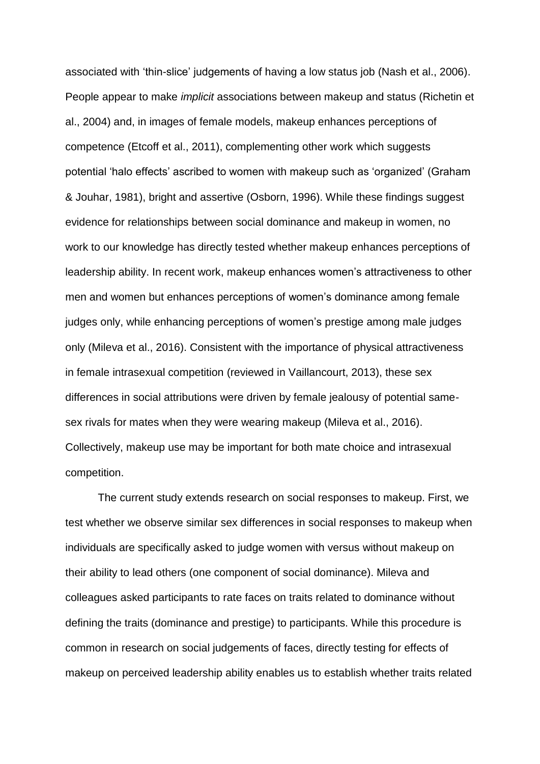associated with 'thin-slice' judgements of having a low status job (Nash et al., 2006). People appear to make *implicit* associations between makeup and status (Richetin et al., 2004) and, in images of female models, makeup enhances perceptions of competence (Etcoff et al., 2011), complementing other work which suggests potential 'halo effects' ascribed to women with makeup such as 'organized' (Graham & Jouhar, 1981), bright and assertive (Osborn, 1996). While these findings suggest evidence for relationships between social dominance and makeup in women, no work to our knowledge has directly tested whether makeup enhances perceptions of leadership ability. In recent work, makeup enhances women's attractiveness to other men and women but enhances perceptions of women's dominance among female judges only, while enhancing perceptions of women's prestige among male judges only (Mileva et al., 2016). Consistent with the importance of physical attractiveness in female intrasexual competition (reviewed in Vaillancourt, 2013), these sex differences in social attributions were driven by female jealousy of potential same-sex rivals for mates when they were wearing makeup (Mileva et al., 2016). Collectively, makeup use may be important for both mate choice and intrasexual competition.

The current study extends research on social responses to makeup. First, we test whether we observe similar sex differences in social responses to makeup when individuals are specifically asked to judge women with versus without makeup on their ability to lead others (one component of social dominance). Mileva and colleagues asked participants to rate faces on traits related to dominance without defining the traits (dominance and prestige) to participants. While this procedure is common in research on social judgements of faces, directly testing for effects of makeup on perceived leadership ability enables us to establish whether traits related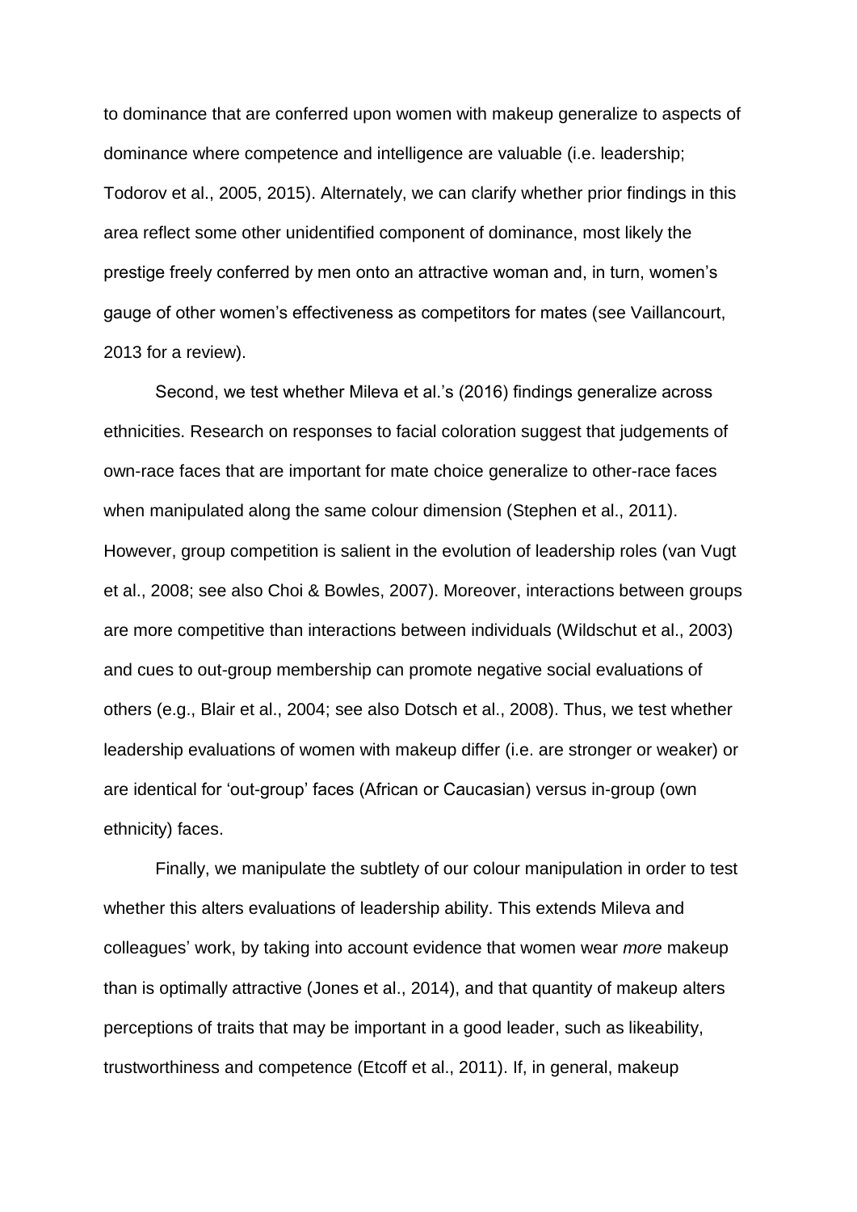to dominance that are conferred upon women with makeup generalize to aspects of dominance where competence and intelligence are valuable (i.e. leadership; Todorov et al., 2005, 2015). Alternately, we can clarify whether prior findings in this area reflect some other unidentified component of dominance, most likely the prestige freely conferred by men onto an attractive woman and, in turn, women's gauge of other women's effectiveness as competitors for mates (see Vaillancourt, 2013 for a review).

Second, we test whether Mileva et al.'s (2016) findings generalize across ethnicities. Research on responses to facial coloration suggest that judgements of own-race faces that are important for mate choice generalize to other-race faces when manipulated along the same colour dimension (Stephen et al., 2011). However, group competition is salient in the evolution of leadership roles (van Vugt et al., 2008; see also Choi & Bowles, 2007). Moreover, interactions between groups are more competitive than interactions between individuals (Wildschut et al., 2003) and cues to out-group membership can promote negative social evaluations of others (e.g., Blair et al., 2004; see also Dotsch et al., 2008). Thus, we test whether leadership evaluations of women with makeup differ (i.e. are stronger or weaker) or are identical for 'out-group' faces (African or Caucasian) versus in-group (own ethnicity) faces.

Finally, we manipulate the subtlety of our colour manipulation in order to test whether this alters evaluations of leadership ability. This extends Mileva and colleagues' work, by taking into account evidence that women wear *more* makeup than is optimally attractive (Jones et al., 2014), and that quantity of makeup alters perceptions of traits that may be important in a good leader, such as likeability, trustworthiness and competence (Etcoff et al., 2011). If, in general, makeup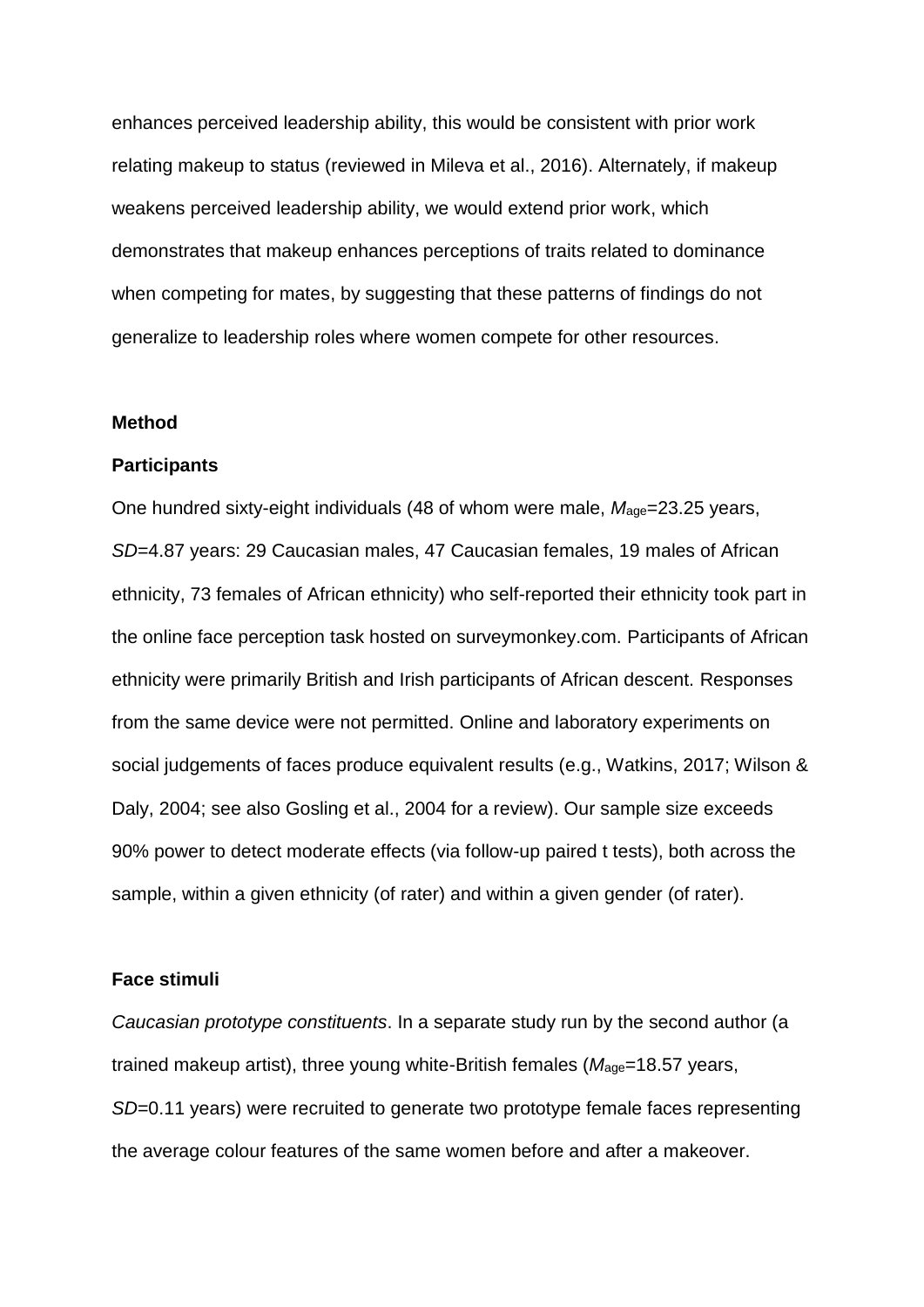enhances perceived leadership ability, this would be consistent with prior work relating makeup to status (reviewed in Mileva et al., 2016). Alternately, if makeup weakens perceived leadership ability, we would extend prior work, which demonstrates that makeup enhances perceptions of traits related to dominance when competing for mates, by suggesting that these patterns of findings do not generalize to leadership roles where women compete for other resources.

## Method

### Participants

One hundred sixty-eight individuals (48 of whom were male, $M_{age}$=23.25 years, $SD$=4.87 years: 29 Caucasian males, 47 Caucasian females, 19 males of African ethnicity, 73 females of African ethnicity) who self-reported their ethnicity took part in the online face perception task hosted on surveymonkey.com. Participants of African ethnicity were primarily British and Irish participants of African descent. Responses from the same device were not permitted. Online and laboratory experiments on social judgements of faces produce equivalent results (e.g., Watkins, 2017; Wilson & Daly, 2004; see also Gosling et al., 2004 for a review). Our sample size exceeds 90% power to detect moderate effects (via follow-up paired t tests), both across the sample, within a given ethnicity (of rater) and within a given gender (of rater).

### Face stimuli

*Caucasian prototype constituents*. In a separate study run by the second author (a trained makeup artist), three young white-British females ($M_{age}$=18.57 years, $SD$=0.11 years) were recruited to generate two prototype female faces representing the average colour features of the same women before and after a makeover.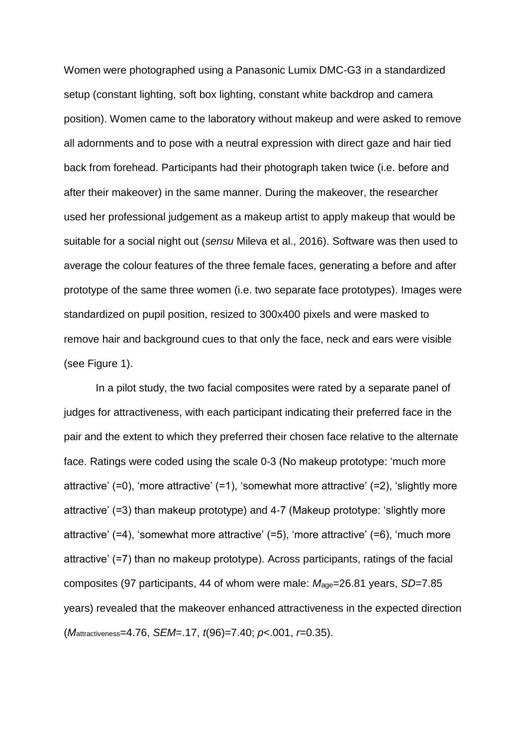Women were photographed using a Panasonic Lumix DMC-G3 in a standardized setup (constant lighting, soft box lighting, constant white backdrop and camera position). Women came to the laboratory without makeup and were asked to remove all adornments and to pose with a neutral expression with direct gaze and hair tied back from forehead. Participants had their photograph taken twice (i.e. before and after their makeover) in the same manner. During the makeover, the researcher used her professional judgement as a makeup artist to apply makeup that would be suitable for a social night out (*sensu* Mileva et al., 2016). Software was then used to average the colour features of the three female faces, generating a before and after prototype of the same three women (i.e. two separate face prototypes). Images were standardized on pupil position, resized to 300x400 pixels and were masked to remove hair and background cues to that only the face, neck and ears were visible (see Figure 1).

In a pilot study, the two facial composites were rated by a separate panel of judges for attractiveness, with each participant indicating their preferred face in the pair and the extent to which they preferred their chosen face relative to the alternate face. Ratings were coded using the scale 0-3 (No makeup prototype: 'much more attractive' (=0), 'more attractive' (=1), 'somewhat more attractive' (=2), 'slightly more attractive' (=3) than makeup prototype) and 4-7 (Makeup prototype: 'slightly more attractive' (=4), 'somewhat more attractive' (=5), 'more attractive' (=6), 'much more attractive' (=7) than no makeup prototype). Across participants, ratings of the facial composites (97 participants, 44 of whom were male: $M_{age}$=26.81 years, $SD$=7.85 years) revealed that the makeover enhanced attractiveness in the expected direction ($M_{attractiveness}$=4.76, $SEM$=.17, $t(96)$=7.40; $p$<.001, $r$=0.35).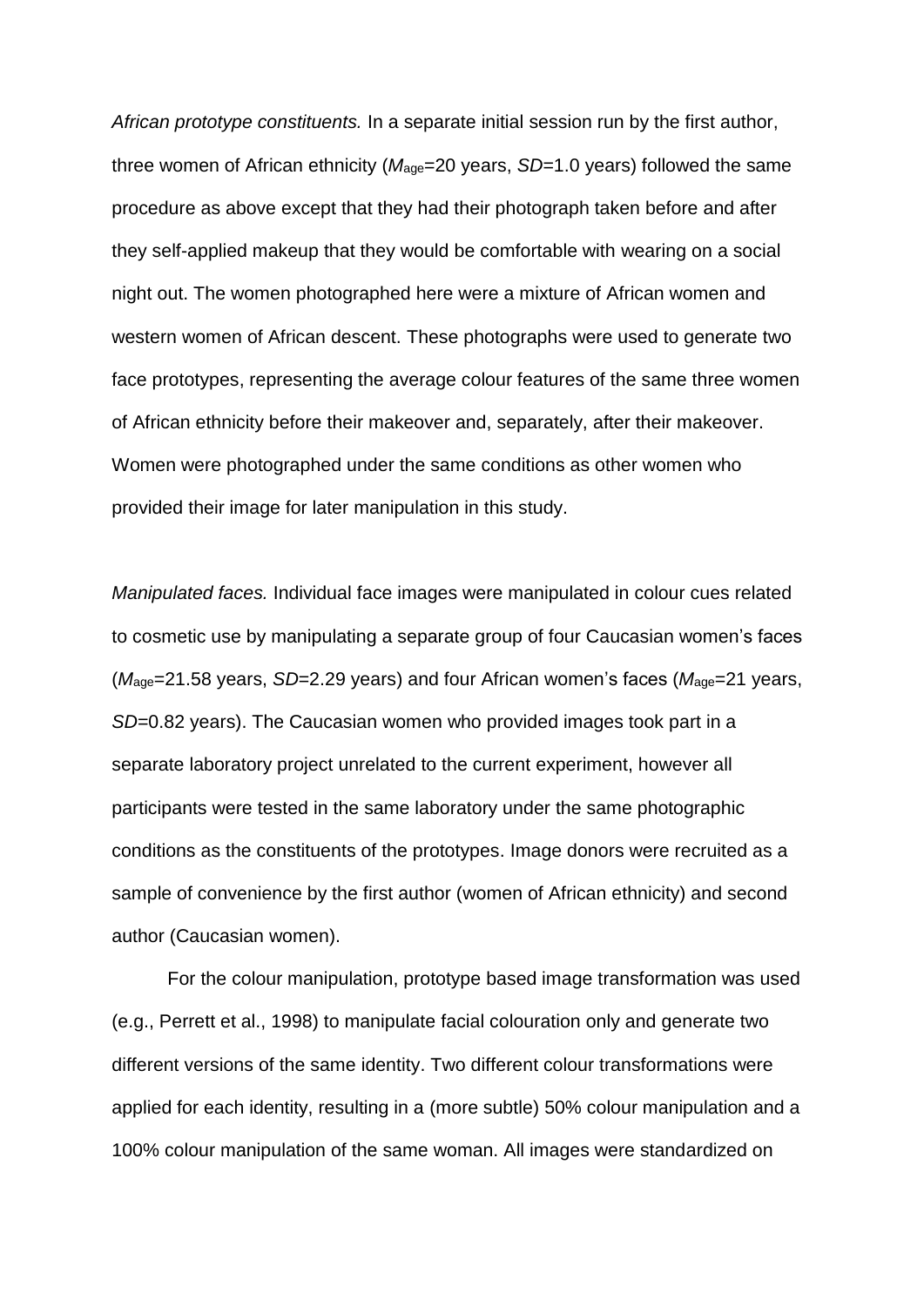*African prototype constituents.* In a separate initial session run by the first author, three women of African ethnicity ($M_{age}$=20 years, *SD*=1.0 years) followed the same procedure as above except that they had their photograph taken before and after they self-applied makeup that they would be comfortable with wearing on a social night out. The women photographed here were a mixture of African women and western women of African descent. These photographs were used to generate two face prototypes, representing the average colour features of the same three women of African ethnicity before their makeover and, separately, after their makeover. Women were photographed under the same conditions as other women who provided their image for later manipulation in this study.

*Manipulated faces.* Individual face images were manipulated in colour cues related to cosmetic use by manipulating a separate group of four Caucasian women's faces ($M_{age}$=21.58 years, *SD*=2.29 years) and four African women's faces ($M_{age}$=21 years, *SD*=0.82 years). The Caucasian women who provided images took part in a separate laboratory project unrelated to the current experiment, however all participants were tested in the same laboratory under the same photographic conditions as the constituents of the prototypes. Image donors were recruited as a sample of convenience by the first author (women of African ethnicity) and second author (Caucasian women).

For the colour manipulation, prototype based image transformation was used (e.g., Perrett et al., 1998) to manipulate facial colouration only and generate two different versions of the same identity. Two different colour transformations were applied for each identity, resulting in a (more subtle) 50% colour manipulation and a 100% colour manipulation of the same woman. All images were standardized on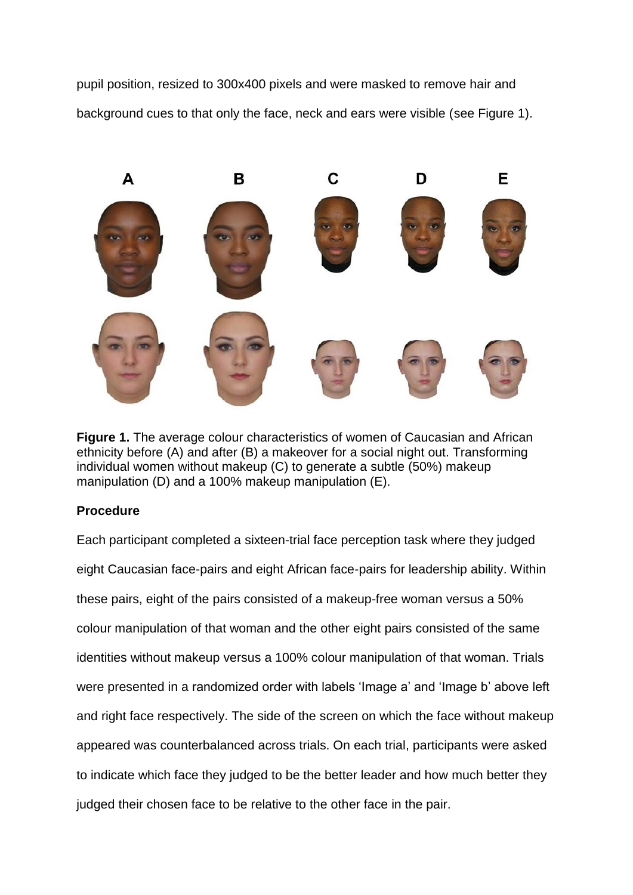pupil position, resized to 300x400 pixels and were masked to remove hair and background cues to that only the face, neck and ears were visible (see Figure 1).

**Figure 1.** The average colour characteristics of women of Caucasian and African ethnicity before (A) and after (B) a makeover for a social night out. Transforming individual women without makeup (C) to generate a subtle (50%) makeup manipulation (D) and a 100% makeup manipulation (E).

**Procedure**

Each participant completed a sixteen-trial face perception task where they judged eight Caucasian face-pairs and eight African face-pairs for leadership ability. Within these pairs, eight of the pairs consisted of a makeup-free woman versus a 50% colour manipulation of that woman and the other eight pairs consisted of the same identities without makeup versus a 100% colour manipulation of that woman. Trials were presented in a randomized order with labels 'Image a' and 'Image b' above left and right face respectively. The side of the screen on which the face without makeup appeared was counterbalanced across trials. On each trial, participants were asked to indicate which face they judged to be the better leader and how much better they judged their chosen face to be relative to the other face in the pair.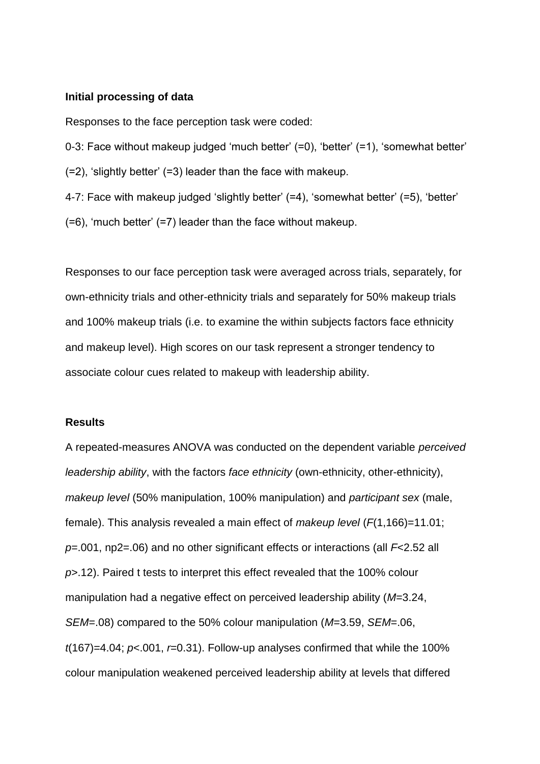**Initial processing of data**

Responses to the face perception task were coded:

0-3: Face without makeup judged 'much better' (=0), 'better' (=1), 'somewhat better' (=2), 'slightly better' (=3) leader than the face with makeup.

4-7: Face with makeup judged 'slightly better' (=4), 'somewhat better' (=5), 'better' (=6), 'much better' (=7) leader than the face without makeup.

Responses to our face perception task were averaged across trials, separately, for own-ethnicity trials and other-ethnicity trials and separately for 50% makeup trials and 100% makeup trials (i.e. to examine the within subjects factors face ethnicity and makeup level). High scores on our task represent a stronger tendency to associate colour cues related to makeup with leadership ability.

**Results**

A repeated-measures ANOVA was conducted on the dependent variable *perceived leadership ability*, with the factors *face ethnicity* (own-ethnicity, other-ethnicity), *makeup level* (50% manipulation, 100% manipulation) and *participant sex* (male, female). This analysis revealed a main effect of *makeup level* ($F(1,166)=11.01$; $p=.001$, np2=.06) and no other significant effects or interactions (all $F<2.52$ all $p>.12$). Paired t tests to interpret this effect revealed that the 100% colour manipulation had a negative effect on perceived leadership ability ($M=3.24$, $SEM=.08$) compared to the 50% colour manipulation ($M=3.59$, $SEM=.06$, $t(167)=4.04$; $p<.001$, $r=0.31$). Follow-up analyses confirmed that while the 100% colour manipulation weakened perceived leadership ability at levels that differed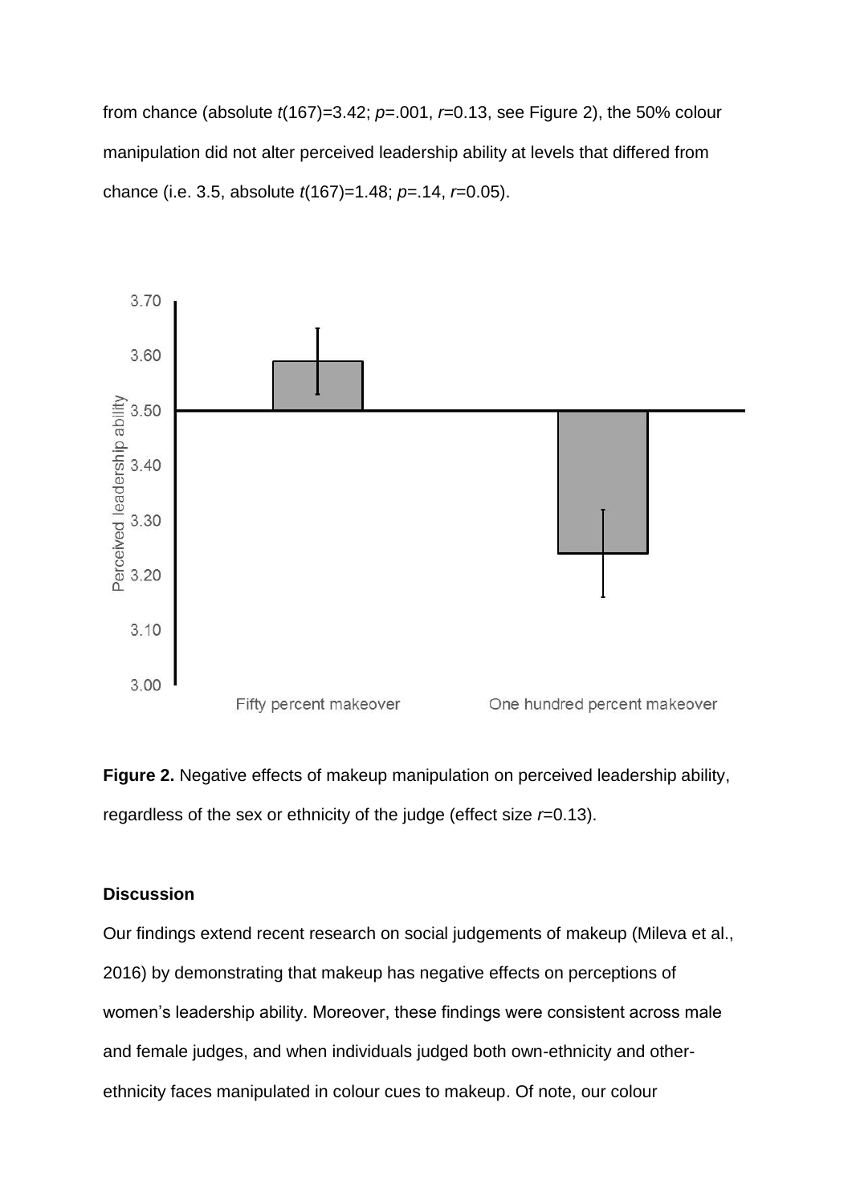from chance (absolute $t(167)=3.42$; $p=.001$, $r=0.13$, see Figure 2), the 50% colour manipulation did not alter perceived leadership ability at levels that differed from chance (i.e. 3.5, absolute $t(167)=1.48$; $p=.14$, $r=0.05$).

**Figure 2.** Negative effects of makeup manipulation on perceived leadership ability, regardless of the sex or ethnicity of the judge (effect size $r=0.13$).

### Discussion

Our findings extend recent research on social judgements of makeup (Mileva et al., 2016) by demonstrating that makeup has negative effects on perceptions of women's leadership ability. Moreover, these findings were consistent across male and female judges, and when individuals judged both own-ethnicity and other-ethnicity faces manipulated in colour cues to makeup. Of note, our colour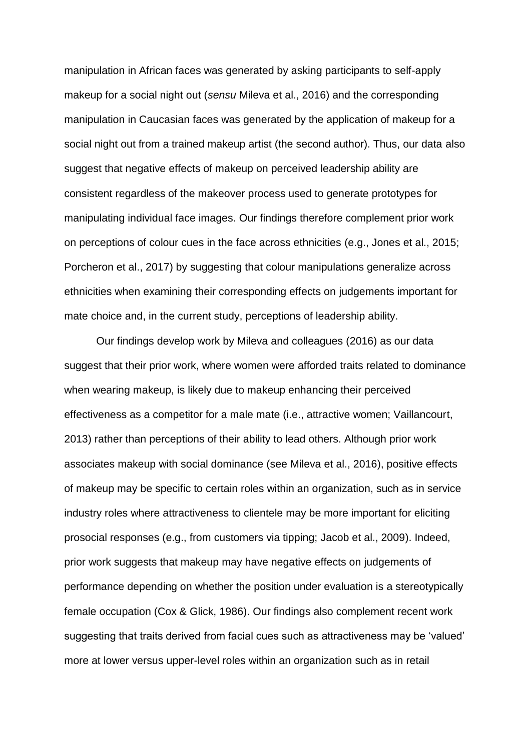manipulation in African faces was generated by asking participants to self-apply makeup for a social night out (*sensu* Mileva et al., 2016) and the corresponding manipulation in Caucasian faces was generated by the application of makeup for a social night out from a trained makeup artist (the second author). Thus, our data also suggest that negative effects of makeup on perceived leadership ability are consistent regardless of the makeover process used to generate prototypes for manipulating individual face images. Our findings therefore complement prior work on perceptions of colour cues in the face across ethnicities (e.g., Jones et al., 2015; Porcheron et al., 2017) by suggesting that colour manipulations generalize across ethnicities when examining their corresponding effects on judgements important for mate choice and, in the current study, perceptions of leadership ability.

Our findings develop work by Mileva and colleagues (2016) as our data suggest that their prior work, where women were afforded traits related to dominance when wearing makeup, is likely due to makeup enhancing their perceived effectiveness as a competitor for a male mate (i.e., attractive women; Vaillancourt, 2013) rather than perceptions of their ability to lead others. Although prior work associates makeup with social dominance (see Mileva et al., 2016), positive effects of makeup may be specific to certain roles within an organization, such as in service industry roles where attractiveness to clientele may be more important for eliciting prosocial responses (e.g., from customers via tipping; Jacob et al., 2009). Indeed, prior work suggests that makeup may have negative effects on judgements of performance depending on whether the position under evaluation is a stereotypically female occupation (Cox & Glick, 1986). Our findings also complement recent work suggesting that traits derived from facial cues such as attractiveness may be 'valued' more at lower versus upper-level roles within an organization such as in retail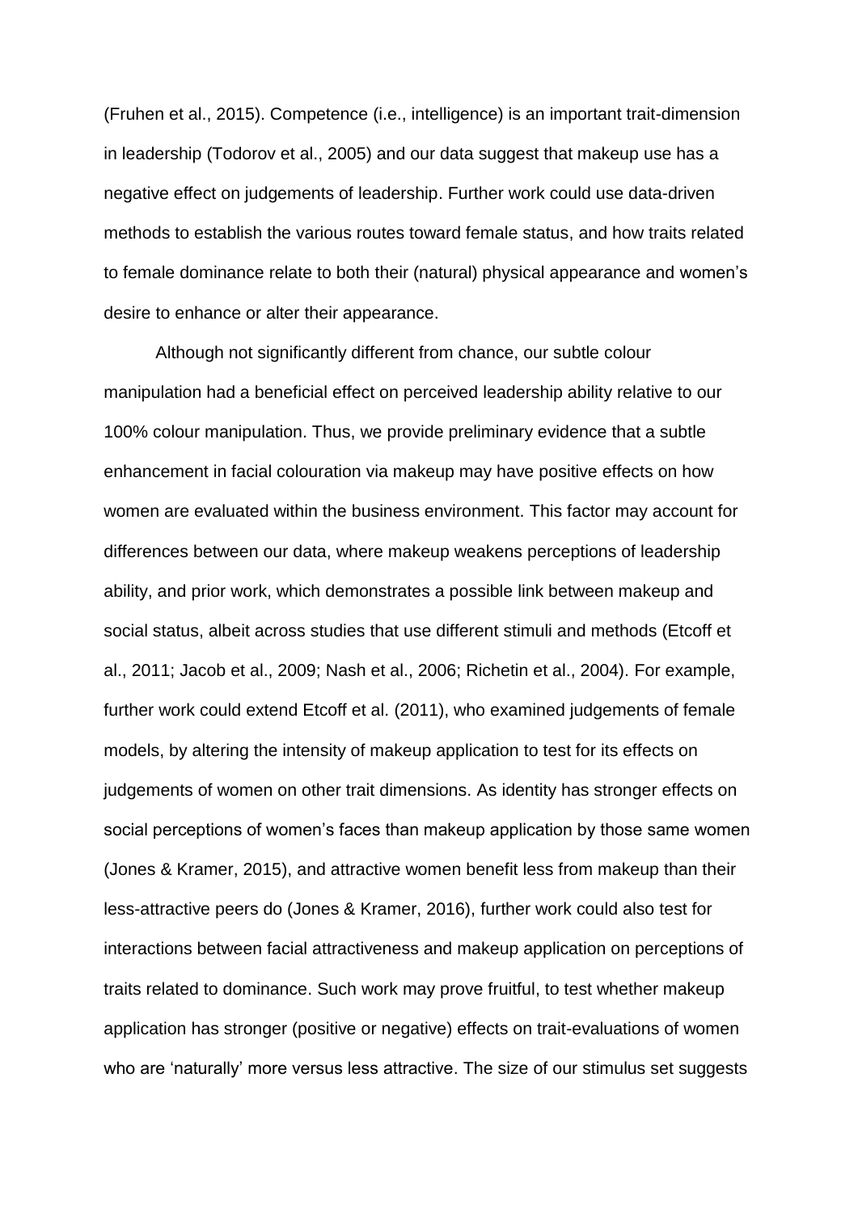(Fruhen et al., 2015). Competence (i.e., intelligence) is an important trait-dimension in leadership (Todorov et al., 2005) and our data suggest that makeup use has a negative effect on judgements of leadership. Further work could use data-driven methods to establish the various routes toward female status, and how traits related to female dominance relate to both their (natural) physical appearance and women's desire to enhance or alter their appearance.

Although not significantly different from chance, our subtle colour manipulation had a beneficial effect on perceived leadership ability relative to our 100% colour manipulation. Thus, we provide preliminary evidence that a subtle enhancement in facial colouration via makeup may have positive effects on how women are evaluated within the business environment. This factor may account for differences between our data, where makeup weakens perceptions of leadership ability, and prior work, which demonstrates a possible link between makeup and social status, albeit across studies that use different stimuli and methods (Etcoff et al., 2011; Jacob et al., 2009; Nash et al., 2006; Richetin et al., 2004). For example, further work could extend Etcoff et al. (2011), who examined judgements of female models, by altering the intensity of makeup application to test for its effects on judgements of women on other trait dimensions. As identity has stronger effects on social perceptions of women's faces than makeup application by those same women (Jones & Kramer, 2015), and attractive women benefit less from makeup than their less-attractive peers do (Jones & Kramer, 2016), further work could also test for interactions between facial attractiveness and makeup application on perceptions of traits related to dominance. Such work may prove fruitful, to test whether makeup application has stronger (positive or negative) effects on trait-evaluations of women who are 'naturally' more versus less attractive. The size of our stimulus set suggests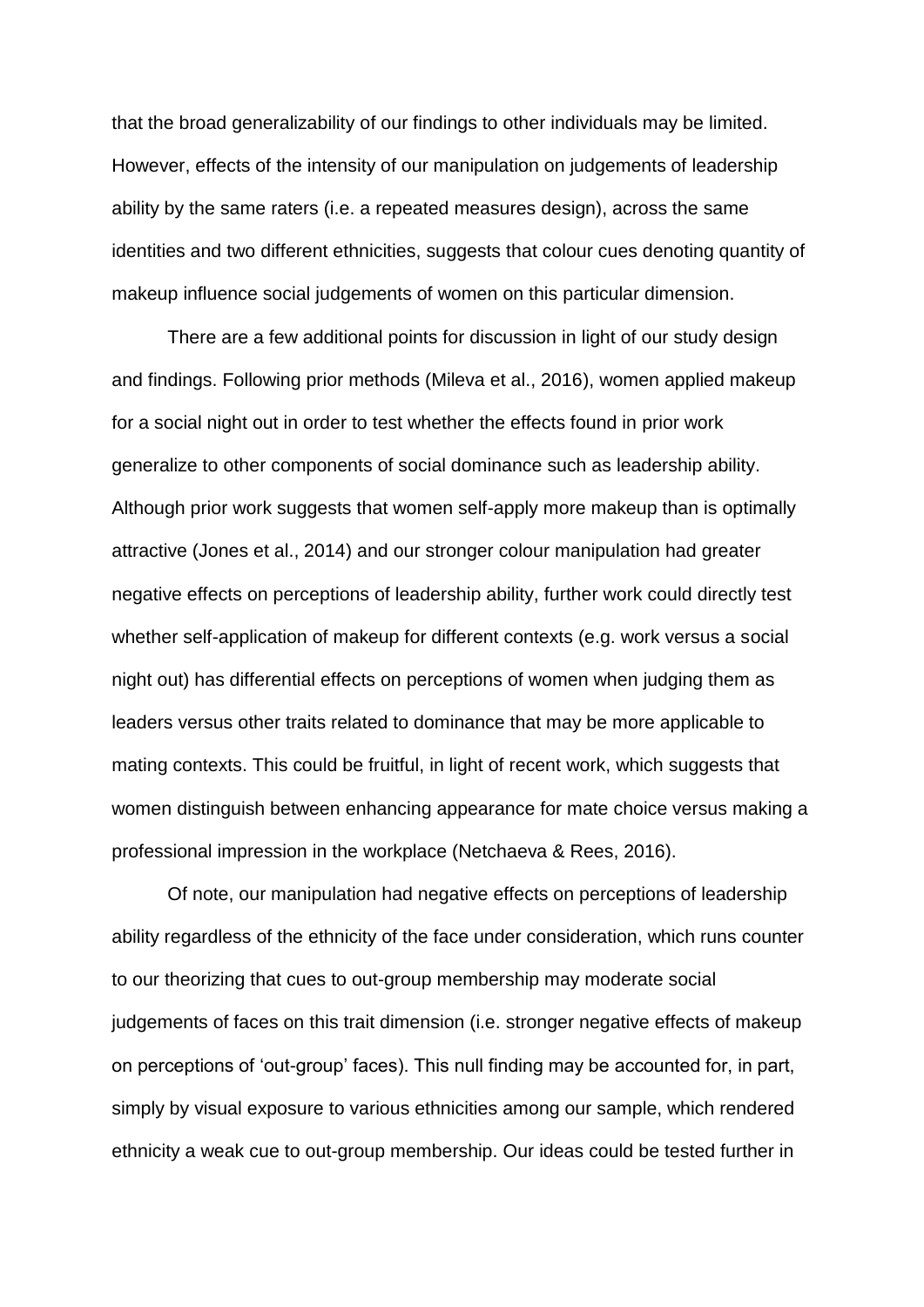that the broad generalizability of our findings to other individuals may be limited. However, effects of the intensity of our manipulation on judgements of leadership ability by the same raters (i.e. a repeated measures design), across the same identities and two different ethnicities, suggests that colour cues denoting quantity of makeup influence social judgements of women on this particular dimension.

There are a few additional points for discussion in light of our study design and findings. Following prior methods (Mileva et al., 2016), women applied makeup for a social night out in order to test whether the effects found in prior work generalize to other components of social dominance such as leadership ability. Although prior work suggests that women self-apply more makeup than is optimally attractive (Jones et al., 2014) and our stronger colour manipulation had greater negative effects on perceptions of leadership ability, further work could directly test whether self-application of makeup for different contexts (e.g. work versus a social night out) has differential effects on perceptions of women when judging them as leaders versus other traits related to dominance that may be more applicable to mating contexts. This could be fruitful, in light of recent work, which suggests that women distinguish between enhancing appearance for mate choice versus making a professional impression in the workplace (Netchaeva & Rees, 2016).

Of note, our manipulation had negative effects on perceptions of leadership ability regardless of the ethnicity of the face under consideration, which runs counter to our theorizing that cues to out-group membership may moderate social judgements of faces on this trait dimension (i.e. stronger negative effects of makeup on perceptions of 'out-group' faces). This null finding may be accounted for, in part, simply by visual exposure to various ethnicities among our sample, which rendered ethnicity a weak cue to out-group membership. Our ideas could be tested further in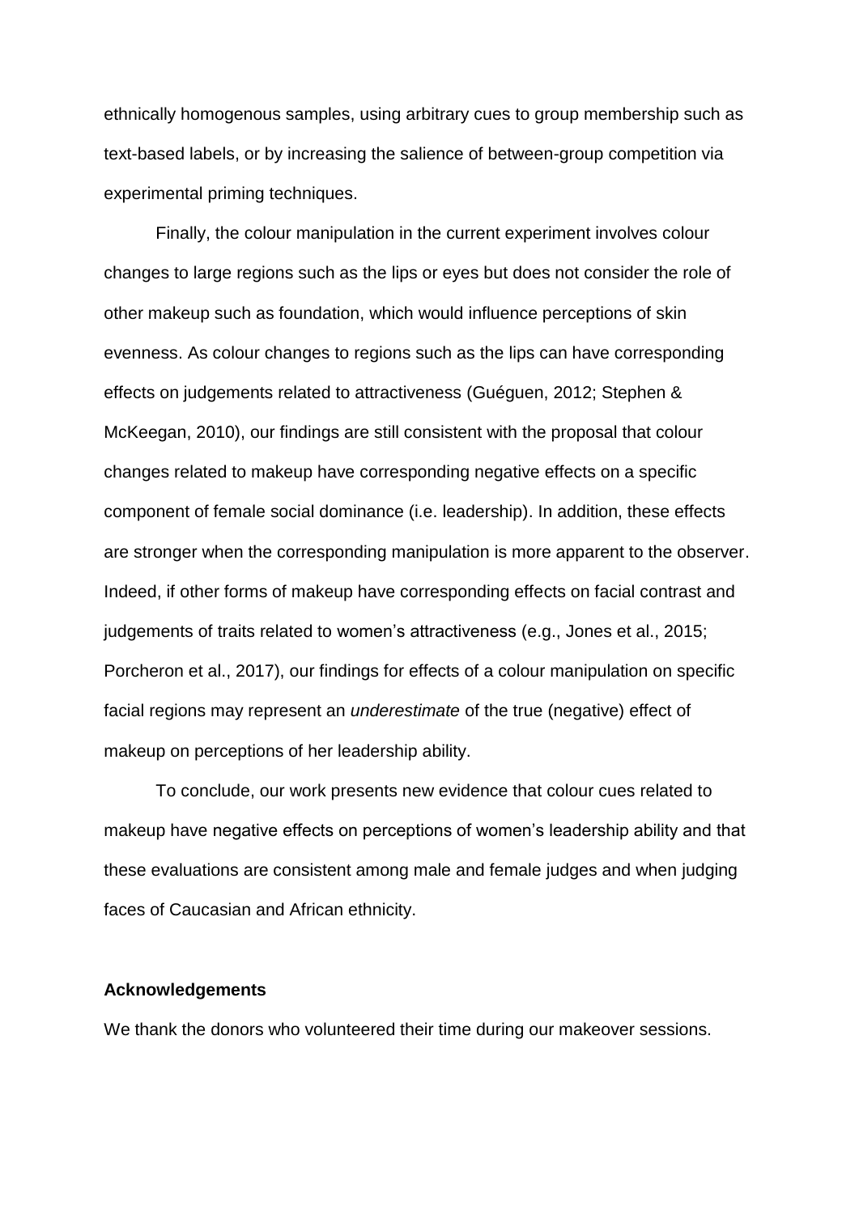ethnically homogenous samples, using arbitrary cues to group membership such as text-based labels, or by increasing the salience of between-group competition via experimental priming techniques.

Finally, the colour manipulation in the current experiment involves colour changes to large regions such as the lips or eyes but does not consider the role of other makeup such as foundation, which would influence perceptions of skin evenness. As colour changes to regions such as the lips can have corresponding effects on judgements related to attractiveness (Guéguen, 2012; Stephen & McKeegan, 2010), our findings are still consistent with the proposal that colour changes related to makeup have corresponding negative effects on a specific component of female social dominance (i.e. leadership). In addition, these effects are stronger when the corresponding manipulation is more apparent to the observer. Indeed, if other forms of makeup have corresponding effects on facial contrast and judgements of traits related to women's attractiveness (e.g., Jones et al., 2015; Porcheron et al., 2017), our findings for effects of a colour manipulation on specific facial regions may represent an *underestimate* of the true (negative) effect of makeup on perceptions of her leadership ability.

To conclude, our work presents new evidence that colour cues related to makeup have negative effects on perceptions of women's leadership ability and that these evaluations are consistent among male and female judges and when judging faces of Caucasian and African ethnicity.

**Acknowledgements**

We thank the donors who volunteered their time during our makeover sessions.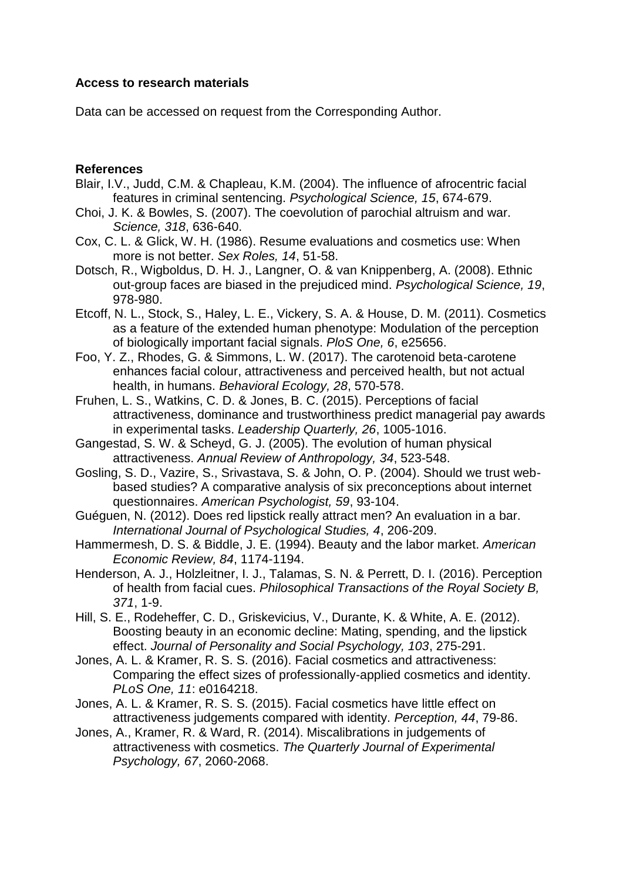**Access to research materials**

Data can be accessed on request from the Corresponding Author.

**References**

Blair, I.V., Judd, C.M. & Chapleau, K.M. (2004). The influence of afrocentric facial features in criminal sentencing. *Psychological Science, 15*, 674-679.

Choi, J. K. & Bowles, S. (2007). The coevolution of parochial altruism and war. *Science, 318*, 636-640.

Cox, C. L. & Glick, W. H. (1986). Resume evaluations and cosmetics use: When more is not better. *Sex Roles, 14*, 51-58.

Dotsch, R., Wigboldus, D. H. J., Langner, O. & van Knippenberg, A. (2008). Ethnic out-group faces are biased in the prejudiced mind. *Psychological Science, 19*, 978-980.

Etcoff, N. L., Stock, S., Haley, L. E., Vickery, S. A. & House, D. M. (2011). Cosmetics as a feature of the extended human phenotype: Modulation of the perception of biologically important facial signals. *PloS One, 6*, e25656.

Foo, Y. Z., Rhodes, G. & Simmons, L. W. (2017). The carotenoid beta-carotene enhances facial colour, attractiveness and perceived health, but not actual health, in humans. *Behavioral Ecology, 28*, 570-578.

Fruhen, L. S., Watkins, C. D. & Jones, B. C. (2015). Perceptions of facial attractiveness, dominance and trustworthiness predict managerial pay awards in experimental tasks. *Leadership Quarterly, 26*, 1005-1016.

Gangestad, S. W. & Scheyd, G. J. (2005). The evolution of human physical attractiveness. *Annual Review of Anthropology, 34*, 523-548.

Gosling, S. D., Vazire, S., Srivastava, S. & John, O. P. (2004). Should we trust web-based studies? A comparative analysis of six preconceptions about internet questionnaires. *American Psychologist, 59*, 93-104.

Guéguen, N. (2012). Does red lipstick really attract men? An evaluation in a bar. *International Journal of Psychological Studies, 4*, 206-209.

Hammermesh, D. S. & Biddle, J. E. (1994). Beauty and the labor market. *American Economic Review, 84*, 1174-1194.

Henderson, A. J., Holzleitner, I. J., Talamas, S. N. & Perrett, D. I. (2016). Perception of health from facial cues. *Philosophical Transactions of the Royal Society B, 371*, 1-9.

Hill, S. E., Rodeheffer, C. D., Griskevicius, V., Durante, K. & White, A. E. (2012). Boosting beauty in an economic decline: Mating, spending, and the lipstick effect. *Journal of Personality and Social Psychology, 103*, 275-291.

Jones, A. L. & Kramer, R. S. S. (2016). Facial cosmetics and attractiveness: Comparing the effect sizes of professionally-applied cosmetics and identity. *PLoS One, 11*: e0164218.

Jones, A. L. & Kramer, R. S. S. (2015). Facial cosmetics have little effect on attractiveness judgements compared with identity. *Perception, 44*, 79-86.

Jones, A., Kramer, R. & Ward, R. (2014). Miscalibrations in judgements of attractiveness with cosmetics. *The Quarterly Journal of Experimental Psychology, 67*, 2060-2068.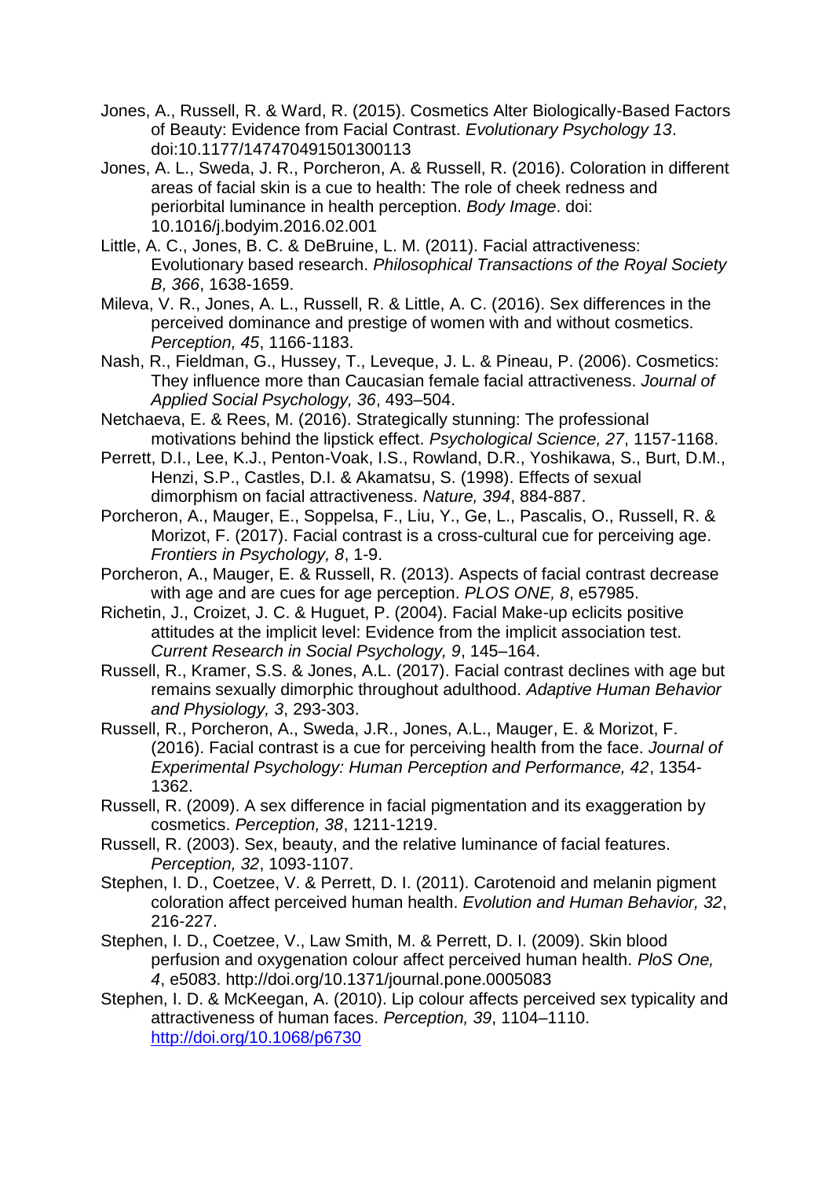Jones, A., Russell, R. & Ward, R. (2015). Cosmetics Alter Biologically-Based Factors of Beauty: Evidence from Facial Contrast. *Evolutionary Psychology 13*. doi:10.1177/147470491501300113

Jones, A. L., Sweda, J. R., Porcheron, A. & Russell, R. (2016). Coloration in different areas of facial skin is a cue to health: The role of cheek redness and periorbital luminance in health perception. *Body Image*. doi: 10.1016/j.bodyim.2016.02.001

Little, A. C., Jones, B. C. & DeBruine, L. M. (2011). Facial attractiveness: Evolutionary based research. *Philosophical Transactions of the Royal Society B, 366*, 1638-1659.

Mileva, V. R., Jones, A. L., Russell, R. & Little, A. C. (2016). Sex differences in the perceived dominance and prestige of women with and without cosmetics. *Perception, 45*, 1166-1183.

Nash, R., Fieldman, G., Hussey, T., Leveque, J. L. & Pineau, P. (2006). Cosmetics: They influence more than Caucasian female facial attractiveness. *Journal of Applied Social Psychology, 36*, 493–504.

Netchaeva, E. & Rees, M. (2016). Strategically stunning: The professional motivations behind the lipstick effect. *Psychological Science, 27*, 1157-1168.

Perrett, D.I., Lee, K.J., Penton-Voak, I.S., Rowland, D.R., Yoshikawa, S., Burt, D.M., Henzi, S.P., Castles, D.I. & Akamatsu, S. (1998). Effects of sexual dimorphism on facial attractiveness. *Nature, 394*, 884-887.

Porcheron, A., Mauger, E., Soppelsa, F., Liu, Y., Ge, L., Pascalis, O., Russell, R. & Morizot, F. (2017). Facial contrast is a cross-cultural cue for perceiving age. *Frontiers in Psychology, 8*, 1-9.

Porcheron, A., Mauger, E. & Russell, R. (2013). Aspects of facial contrast decrease with age and are cues for age perception. *PLOS ONE, 8*, e57985.

Richetin, J., Croizet, J. C. & Huguet, P. (2004). Facial Make-up eclicits positive attitudes at the implicit level: Evidence from the implicit association test. *Current Research in Social Psychology, 9*, 145–164.

Russell, R., Kramer, S.S. & Jones, A.L. (2017). Facial contrast declines with age but remains sexually dimorphic throughout adulthood. *Adaptive Human Behavior and Physiology, 3*, 293-303.

Russell, R., Porcheron, A., Sweda, J.R., Jones, A.L., Mauger, E. & Morizot, F. (2016). Facial contrast is a cue for perceiving health from the face. *Journal of Experimental Psychology: Human Perception and Performance, 42*, 1354-1362.

Russell, R. (2009). A sex difference in facial pigmentation and its exaggeration by cosmetics. *Perception, 38*, 1211-1219.

Russell, R. (2003). Sex, beauty, and the relative luminance of facial features. *Perception, 32*, 1093-1107.

Stephen, I. D., Coetzee, V. & Perrett, D. I. (2011). Carotenoid and melanin pigment coloration affect perceived human health. *Evolution and Human Behavior, 32*, 216-227.

Stephen, I. D., Coetzee, V., Law Smith, M. & Perrett, D. I. (2009). Skin blood perfusion and oxygenation colour affect perceived human health. *PloS One, 4*, e5083. http://doi.org/10.1371/journal.pone.0005083

Stephen, I. D. & McKeegan, A. (2010). Lip colour affects perceived sex typicality and attractiveness of human faces. *Perception, 39*, 1104–1110. http://doi.org/10.1068/p6730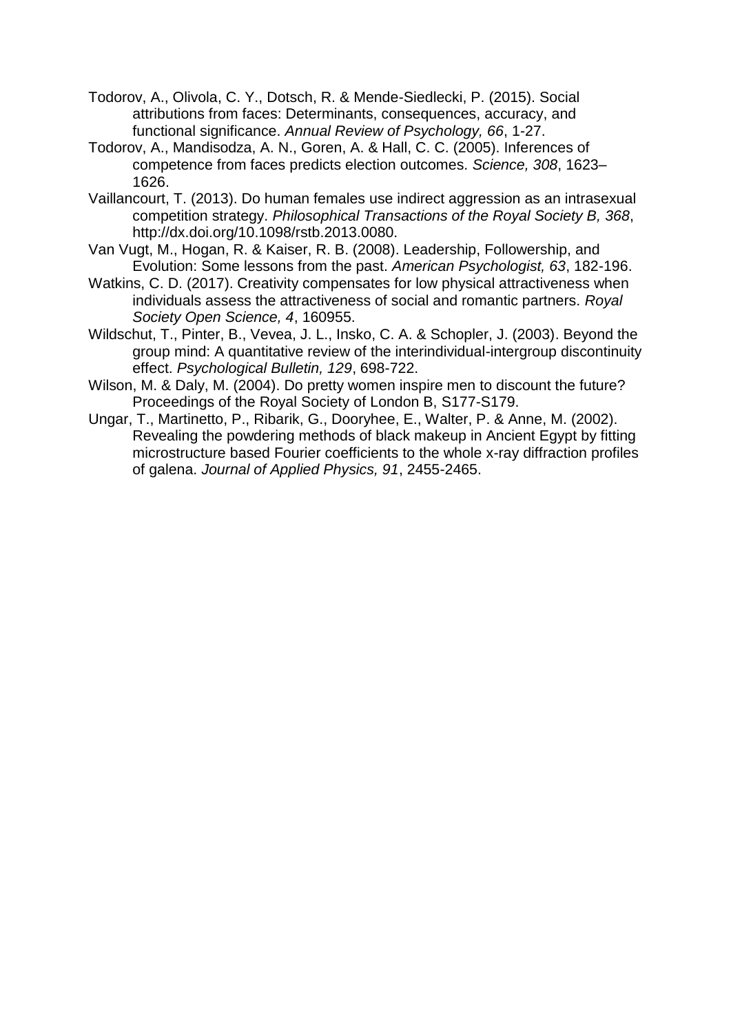Todorov, A., Olivola, C. Y., Dotsch, R. & Mende-Siedlecki, P. (2015). Social attributions from faces: Determinants, consequences, accuracy, and functional significance. *Annual Review of Psychology, 66*, 1-27.

Todorov, A., Mandisodza, A. N., Goren, A. & Hall, C. C. (2005). Inferences of competence from faces predicts election outcomes. *Science, 308*, 1623–1626.

Vaillancourt, T. (2013). Do human females use indirect aggression as an intrasexual competition strategy. *Philosophical Transactions of the Royal Society B, 368*, http://dx.doi.org/10.1098/rstb.2013.0080.

Van Vugt, M., Hogan, R. & Kaiser, R. B. (2008). Leadership, Followership, and Evolution: Some lessons from the past. *American Psychologist, 63*, 182-196.

Watkins, C. D. (2017). Creativity compensates for low physical attractiveness when individuals assess the attractiveness of social and romantic partners. *Royal Society Open Science, 4*, 160955.

Wildschut, T., Pinter, B., Vevea, J. L., Insko, C. A. & Schopler, J. (2003). Beyond the group mind: A quantitative review of the interindividual-intergroup discontinuity effect. *Psychological Bulletin, 129*, 698-722.

Wilson, M. & Daly, M. (2004). Do pretty women inspire men to discount the future? Proceedings of the Royal Society of London B, S177-S179.

Ungar, T., Martinetto, P., Ribarik, G., Dooryhee, E., Walter, P. & Anne, M. (2002). Revealing the powdering methods of black makeup in Ancient Egypt by fitting microstructure based Fourier coefficients to the whole x-ray diffraction profiles of galena. *Journal of Applied Physics, 91*, 2455-2465.